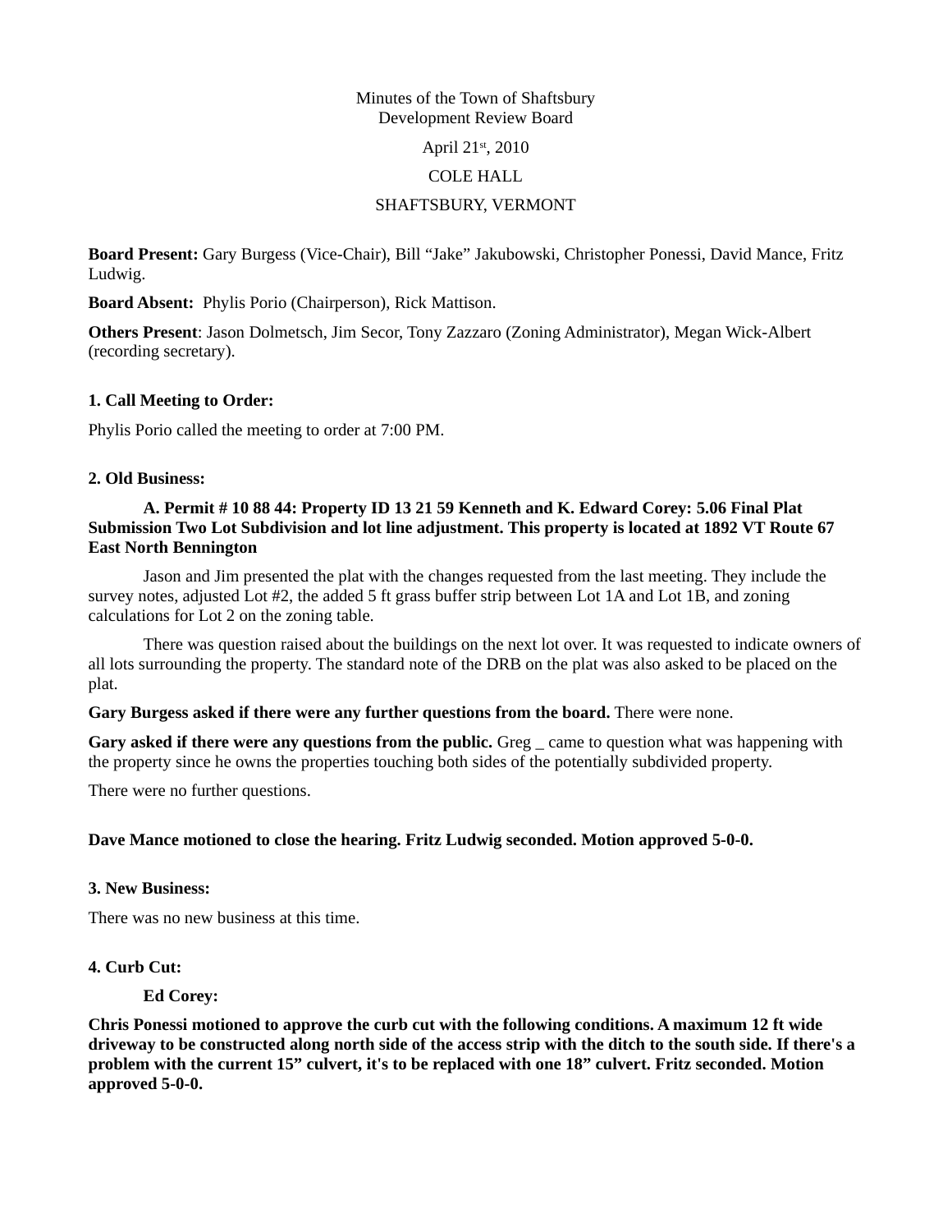Minutes of the Town of Shaftsbury
Development Review Board

April 21st, 2010

COLE HALL

SHAFTSBURY, VERMONT

**Board Present:** Gary Burgess (Vice-Chair), Bill "Jake" Jakubowski, Christopher Ponessi, David Mance, Fritz Ludwig.

**Board Absent:** Phylis Porio (Chairperson), Rick Mattison.

**Others Present**: Jason Dolmetsch, Jim Secor, Tony Zazzaro (Zoning Administrator), Megan Wick-Albert (recording secretary).

### 1. Call Meeting to Order:

Phylis Porio called the meeting to order at 7:00 PM.

### 2. Old Business:

**A. Permit # 10 88 44: Property ID 13 21 59 Kenneth and K. Edward Corey: 5.06 Final Plat Submission Two Lot Subdivision and lot line adjustment. This property is located at 1892 VT Route 67 East North Bennington**

Jason and Jim presented the plat with the changes requested from the last meeting. They include the survey notes, adjusted Lot #2, the added 5 ft grass buffer strip between Lot 1A and Lot 1B, and zoning calculations for Lot 2 on the zoning table.

There was question raised about the buildings on the next lot over. It was requested to indicate owners of all lots surrounding the property. The standard note of the DRB on the plat was also asked to be placed on the plat.

**Gary Burgess asked if there were any further questions from the board.** There were none.

**Gary asked if there were any questions from the public.** Greg _ came to question what was happening with the property since he owns the properties touching both sides of the potentially subdivided property.

There were no further questions.

**Dave Mance motioned to close the hearing. Fritz Ludwig seconded. Motion approved 5-0-0.**

### 3. New Business:

There was no new business at this time.

### 4. Curb Cut:

**Ed Corey:**

**Chris Ponessi motioned to approve the curb cut with the following conditions. A maximum 12 ft wide driveway to be constructed along north side of the access strip with the ditch to the south side. If there's a problem with the current 15" culvert, it's to be replaced with one 18" culvert. Fritz seconded. Motion approved 5-0-0.**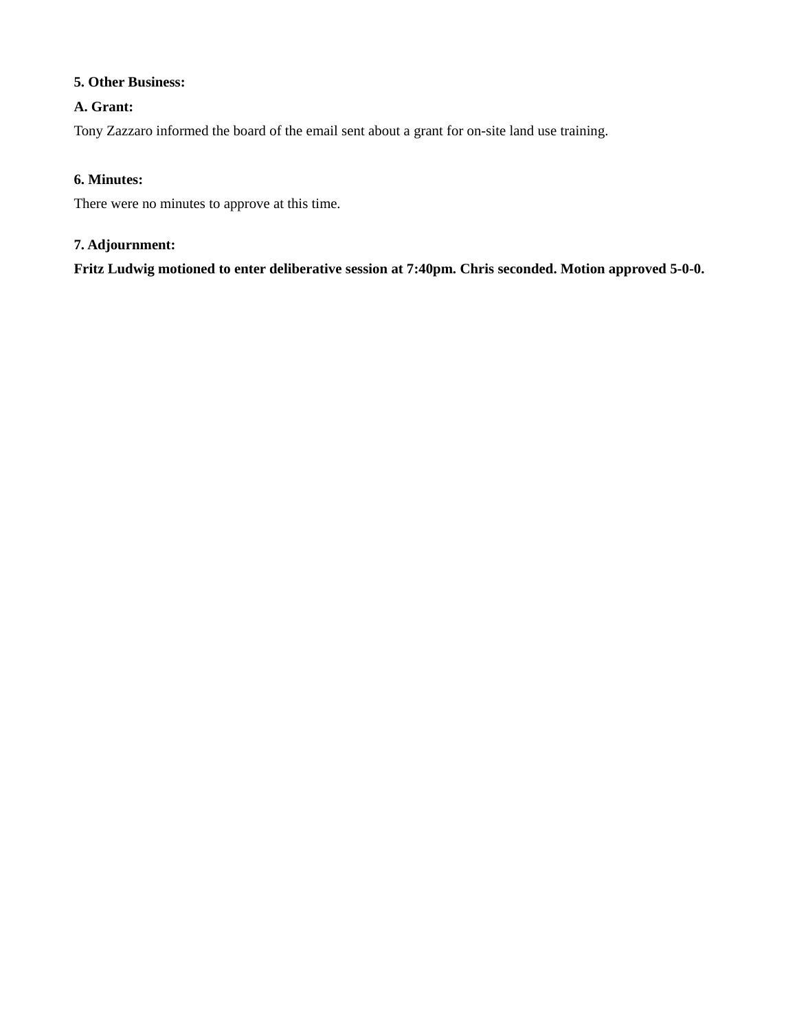**5. Other Business:**

**A. Grant:**

Tony Zazzaro informed the board of the email sent about a grant for on-site land use training.

**6. Minutes:**

There were no minutes to approve at this time.

**7. Adjournment:**

**Fritz Ludwig motioned to enter deliberative session at 7:40pm. Chris seconded. Motion approved 5-0-0.**